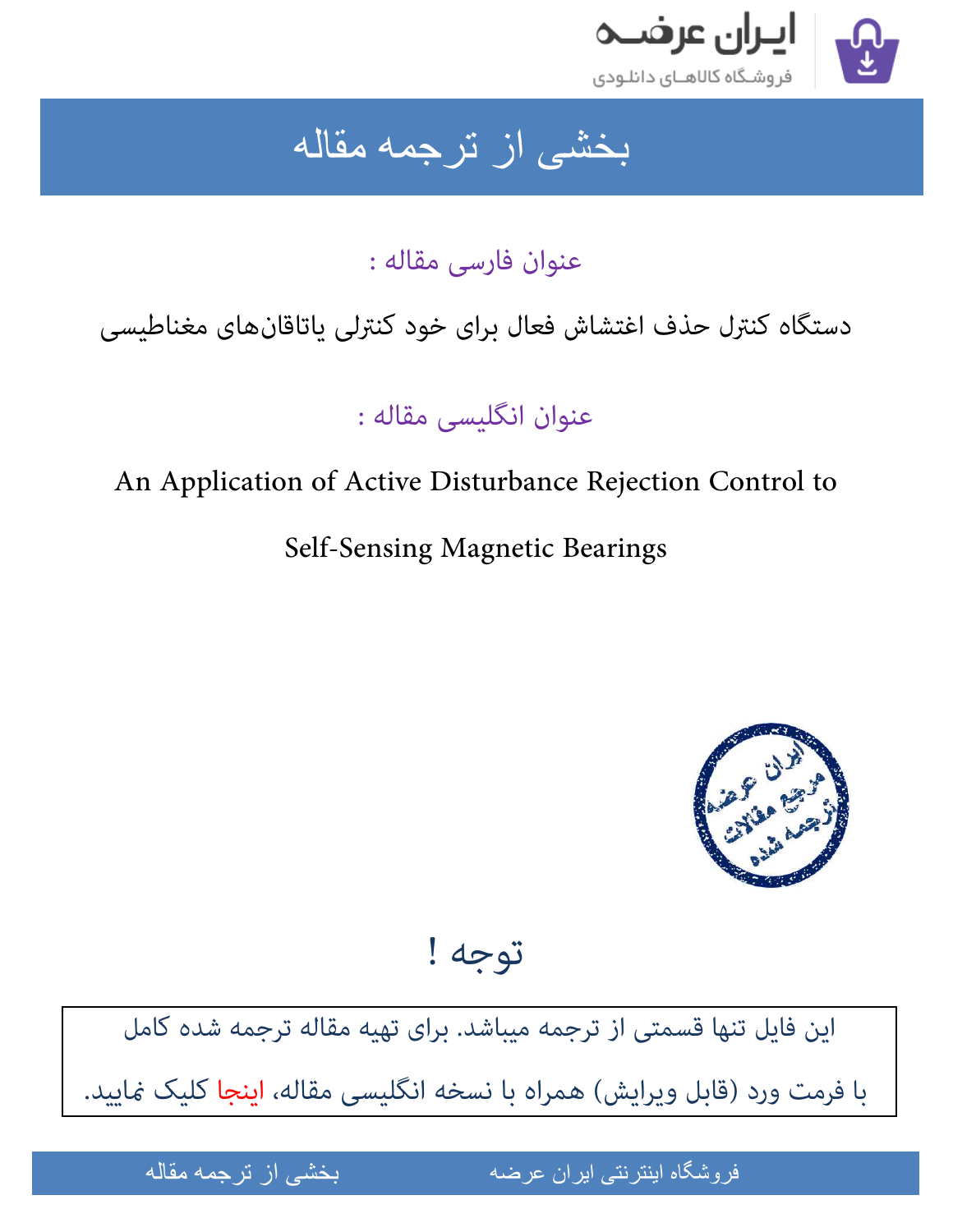# بخشی از ترجمه مقاله

## عنوان فارسی مقاله :

دستگاه کنترل حذف اغتشاش فعال برای خود کنترلی یاتاقان‌های مغناطیسی

## عنوان انگلیسی مقاله :

An Application of Active Disturbance Rejection Control to Self-Sensing Magnetic Bearings

## توجه !

این فایل تنها قسمتی از ترجمه میباشد. برای تهیه مقاله ترجمه شده کامل با فرمت ورد (قابل ویرایش) همراه با نسخه انگلیسی مقاله، اینجا کلیک نمایید.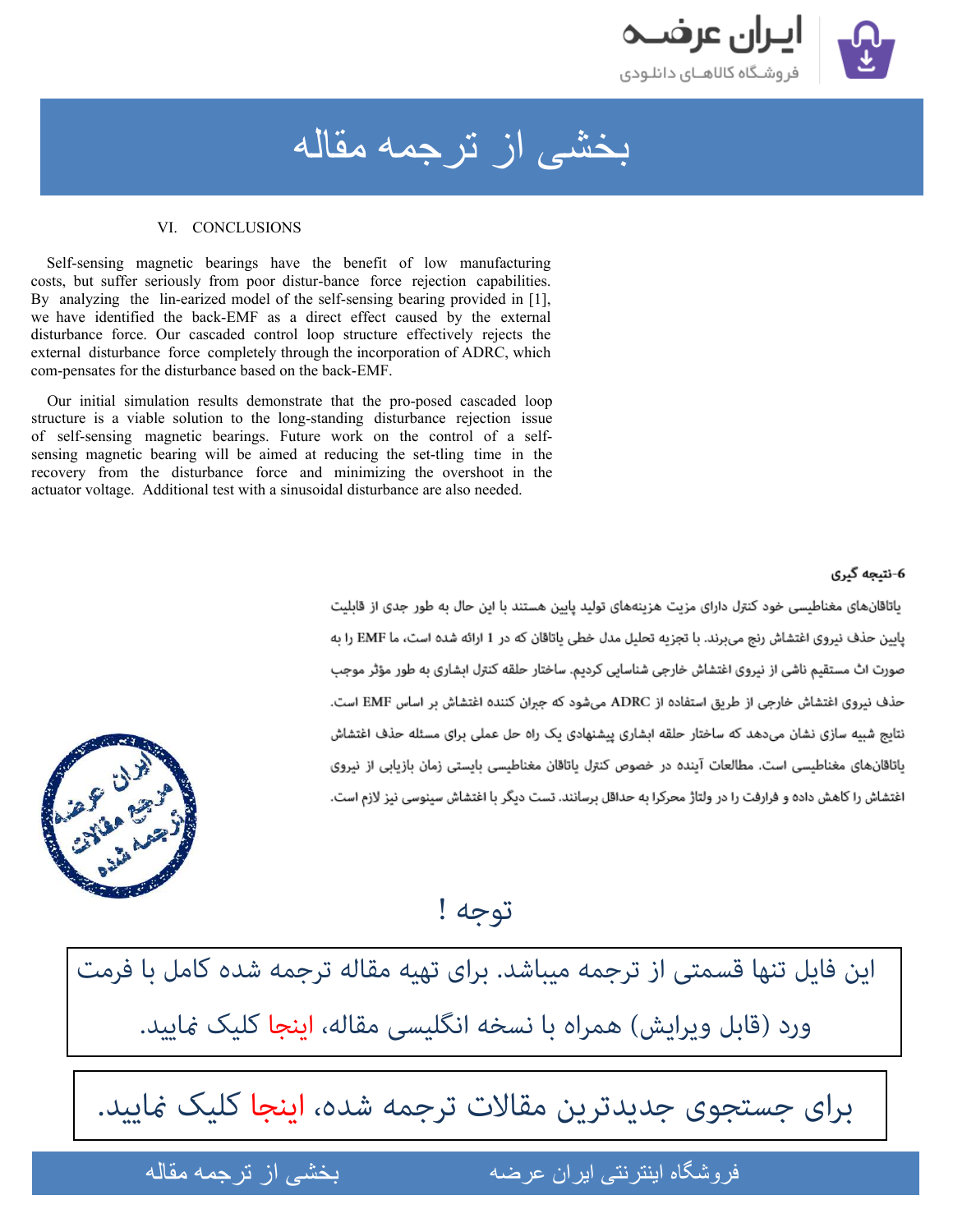# بخشی از ترجمه مقاله

## VI. CONCLUSIONS

Self-sensing magnetic bearings have the benefit of low manufacturing costs, but suffer seriously from poor distur-bance force rejection capabilities. By analyzing the lin-earized model of the self-sensing bearing provided in [1], we have identified the back-EMF as a direct effect caused by the external disturbance force. Our cascaded control loop structure effectively rejects the external disturbance force completely through the incorporation of ADRC, which com-pensates for the disturbance based on the back-EMF.

Our initial simulation results demonstrate that the pro-posed cascaded loop structure is a viable solution to the long-standing disturbance rejection issue of self-sensing magnetic bearings. Future work on the control of a self-sensing magnetic bearing will be aimed at reducing the set-tling time in the recovery from the disturbance force and minimizing the overshoot in the actuator voltage. Additional test with a sinusoidal disturbance are also needed.

## 6-نتیجه گیری

یاتاقان‌های مغناطیسی خود کنترل دارای مزیت هزینه‌های تولید پایین هستند با این حال به طور جدی از قابلیت پایین حذف نیروی اغتشاش رنج می‌برند. با تجزیه تحلیل مدل خطی یاتاقان که در 1 ارائه شده است، ما EMF را به صورت اث مستقیم ناشی از نیروی اغتشاش خارجی شناسایی کردیم. ساختار حلقه کنترل ابشاری به طور مؤثر موجب حذف نیروی اغتشاش خارجی از طریق استفاده از ADRC می‌شود که جبران کننده اغتشاش بر اساس EMF است. نتایج شبیه سازی نشان می‌دهد که ساختار حلقه ابشاری پیشنهادی یک راه حل عملی برای مسئله حذف اغتشاش یاتاقان‌های مغناطیسی است. مطالعات آینده در خصوص کنترل یاتاقان مغناطیسی بایستی زمان بازیابی از نیروی اغتشاش را کاهش داده و فرارفت را در ولتاژ محرکرا به حداقل برسانند. تست دیگر با اغتشاش سینوسی نیز لازم است.

توجه !

این فایل تنها قسمتی از ترجمه میباشد. برای تهیه مقاله ترجمه شده کامل با فرمت ورد (قابل ویرایش) همراه با نسخه انگلیسی مقاله، اینجا کلیک نمایید.

برای جستجوی جدیدترین مقالات ترجمه شده، اینجا کلیک نمایید.